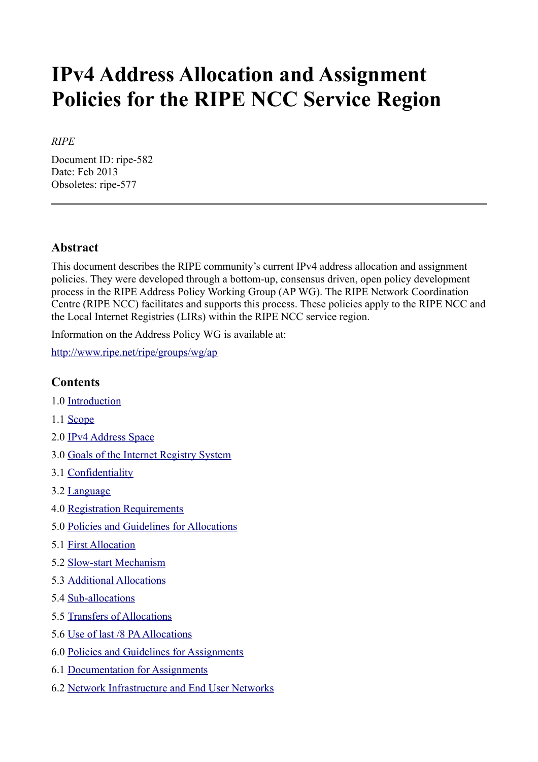# IPv4 Address Allocation and Assignment Policies for the RIPE NCC Service Region

*RIPE*

Document ID: ripe-582
Date: Feb 2013
Obsoletes: ripe-577

---

## Abstract

This document describes the RIPE community's current IPv4 address allocation and assignment policies. They were developed through a bottom-up, consensus driven, open policy development process in the RIPE Address Policy Working Group (AP WG). The RIPE Network Coordination Centre (RIPE NCC) facilitates and supports this process. These policies apply to the RIPE NCC and the Local Internet Registries (LIRs) within the RIPE NCC service region.

Information on the Address Policy WG is available at:

[http://www.ripe.net/ripe/groups/wg/ap](http://www.ripe.net/ripe/groups/wg/ap)

## Contents

1.0 [Introduction](#)

1.1 [Scope](#)

2.0 [IPv4 Address Space](#)

3.0 [Goals of the Internet Registry System](#)

3.1 [Confidentiality](#)

3.2 [Language](#)

4.0 [Registration Requirements](#)

5.0 [Policies and Guidelines for Allocations](#)

5.1 [First Allocation](#)

5.2 [Slow-start Mechanism](#)

5.3 [Additional Allocations](#)

5.4 [Sub-allocations](#)

5.5 [Transfers of Allocations](#)

5.6 [Use of last /8 PA Allocations](#)

6.0 [Policies and Guidelines for Assignments](#)

6.1 [Documentation for Assignments](#)

6.2 [Network Infrastructure and End User Networks](#)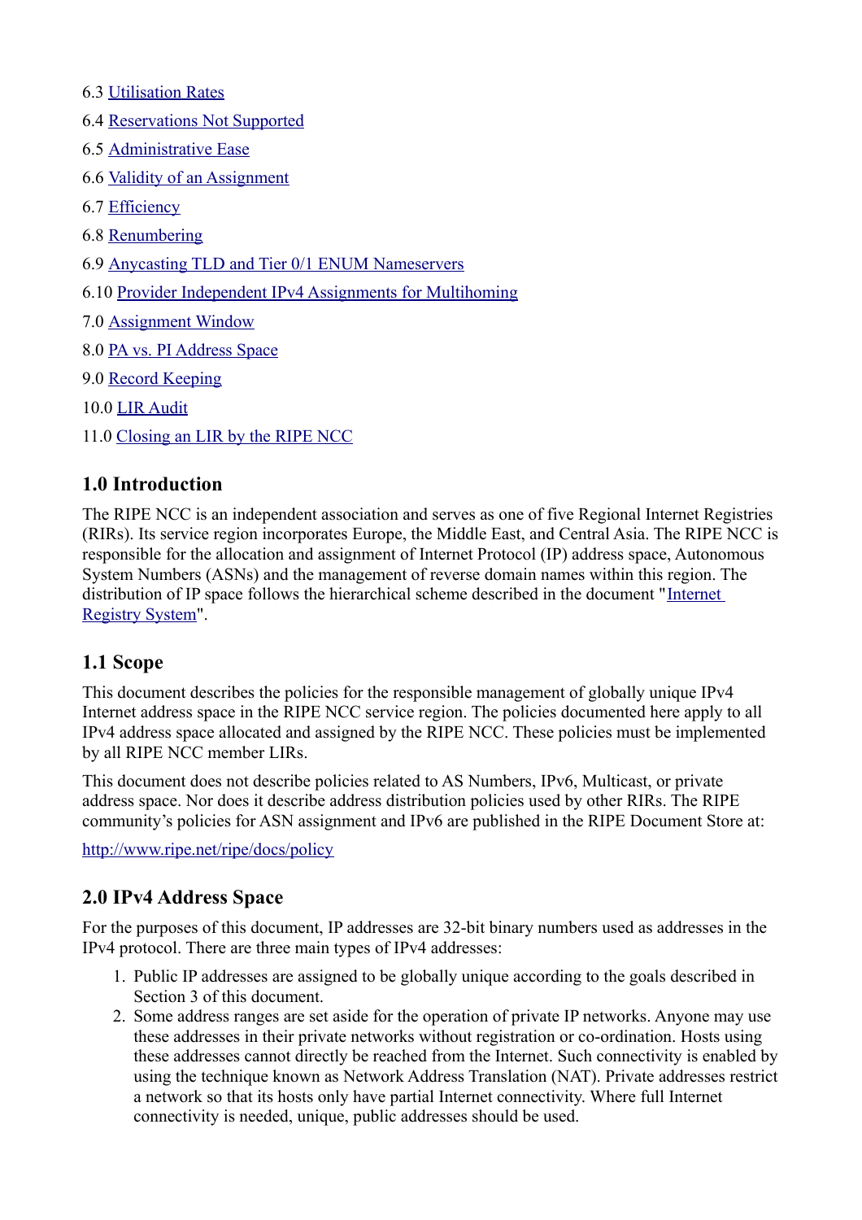6.3 [Utilisation Rates]

6.4 [Reservations Not Supported]

6.5 [Administrative Ease]

6.6 [Validity of an Assignment]

6.7 [Efficiency]

6.8 [Renumbering]

6.9 [Anycasting TLD and Tier 0/1 ENUM Nameservers]

6.10 [Provider Independent IPv4 Assignments for Multihoming]

7.0 [Assignment Window]

8.0 [PA vs. PI Address Space]

9.0 [Record Keeping]

10.0 [LIR Audit]

11.0 [Closing an LIR by the RIPE NCC]

## 1.0 Introduction

The RIPE NCC is an independent association and serves as one of five Regional Internet Registries (RIRs). Its service region incorporates Europe, the Middle East, and Central Asia. The RIPE NCC is responsible for the allocation and assignment of Internet Protocol (IP) address space, Autonomous System Numbers (ASNs) and the management of reverse domain names within this region. The distribution of IP space follows the hierarchical scheme described in the document "Internet Registry System".

## 1.1 Scope

This document describes the policies for the responsible management of globally unique IPv4 Internet address space in the RIPE NCC service region. The policies documented here apply to all IPv4 address space allocated and assigned by the RIPE NCC. These policies must be implemented by all RIPE NCC member LIRs.

This document does not describe policies related to AS Numbers, IPv6, Multicast, or private address space. Nor does it describe address distribution policies used by other RIRs. The RIPE community's policies for ASN assignment and IPv6 are published in the RIPE Document Store at:

http://www.ripe.net/ripe/docs/policy

## 2.0 IPv4 Address Space

For the purposes of this document, IP addresses are 32-bit binary numbers used as addresses in the IPv4 protocol. There are three main types of IPv4 addresses:

1. Public IP addresses are assigned to be globally unique according to the goals described in Section 3 of this document.
2. Some address ranges are set aside for the operation of private IP networks. Anyone may use these addresses in their private networks without registration or co-ordination. Hosts using these addresses cannot directly be reached from the Internet. Such connectivity is enabled by using the technique known as Network Address Translation (NAT). Private addresses restrict a network so that its hosts only have partial Internet connectivity. Where full Internet connectivity is needed, unique, public addresses should be used.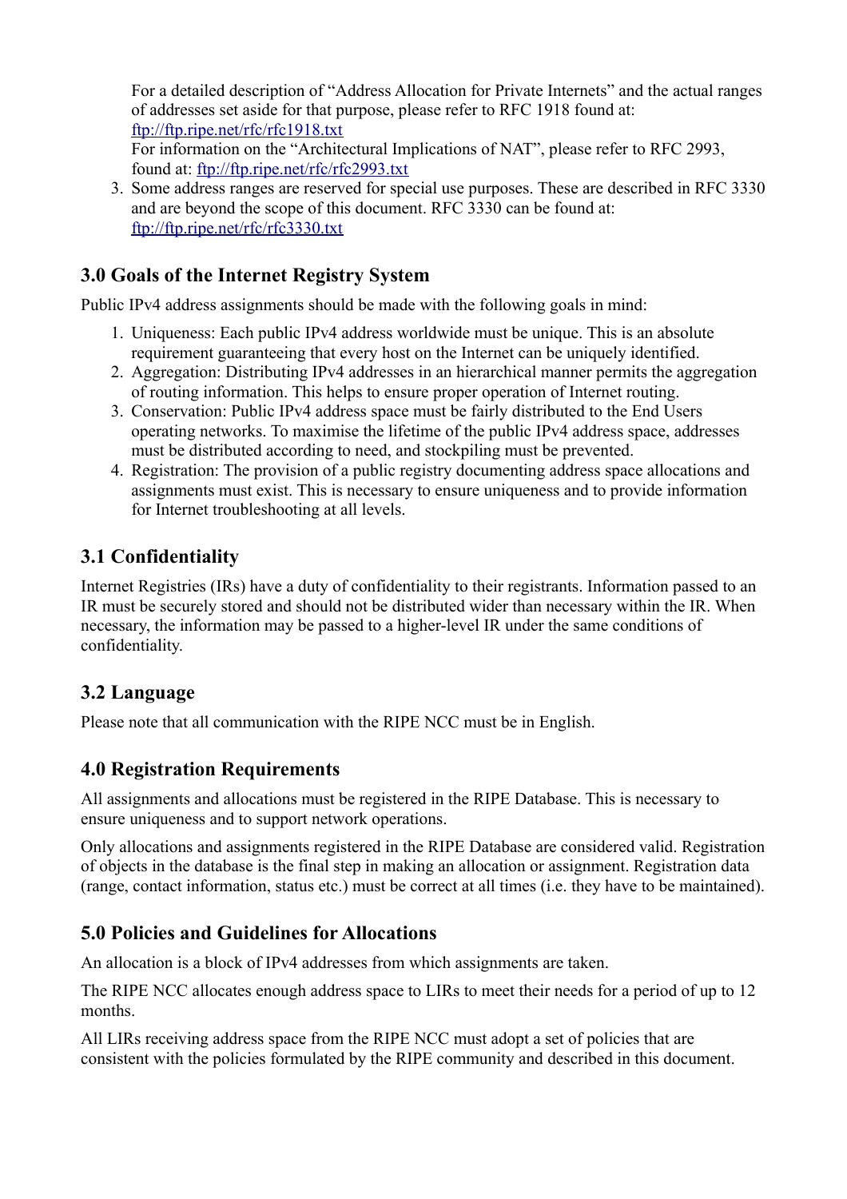For a detailed description of “Address Allocation for Private Internets” and the actual ranges of addresses set aside for that purpose, please refer to RFC 1918 found at: [ftp://ftp.ripe.net/rfc/rfc1918.txt](ftp://ftp.ripe.net/rfc/rfc1918.txt)
For information on the “Architectural Implications of NAT”, please refer to RFC 2993, found at: [ftp://ftp.ripe.net/rfc/rfc2993.txt](ftp://ftp.ripe.net/rfc/rfc2993.txt)

3. Some address ranges are reserved for special use purposes. These are described in RFC 3330 and are beyond the scope of this document. RFC 3330 can be found at: [ftp://ftp.ripe.net/rfc/rfc3330.txt](ftp://ftp.ripe.net/rfc/rfc3330.txt)

## 3.0 Goals of the Internet Registry System

Public IPv4 address assignments should be made with the following goals in mind:

1. Uniqueness: Each public IPv4 address worldwide must be unique. This is an absolute requirement guaranteeing that every host on the Internet can be uniquely identified.
2. Aggregation: Distributing IPv4 addresses in an hierarchical manner permits the aggregation of routing information. This helps to ensure proper operation of Internet routing.
3. Conservation: Public IPv4 address space must be fairly distributed to the End Users operating networks. To maximise the lifetime of the public IPv4 address space, addresses must be distributed according to need, and stockpiling must be prevented.
4. Registration: The provision of a public registry documenting address space allocations and assignments must exist. This is necessary to ensure uniqueness and to provide information for Internet troubleshooting at all levels.

## 3.1 Confidentiality

Internet Registries (IRs) have a duty of confidentiality to their registrants. Information passed to an IR must be securely stored and should not be distributed wider than necessary within the IR. When necessary, the information may be passed to a higher-level IR under the same conditions of confidentiality.

## 3.2 Language

Please note that all communication with the RIPE NCC must be in English.

## 4.0 Registration Requirements

All assignments and allocations must be registered in the RIPE Database. This is necessary to ensure uniqueness and to support network operations.

Only allocations and assignments registered in the RIPE Database are considered valid. Registration of objects in the database is the final step in making an allocation or assignment. Registration data (range, contact information, status etc.) must be correct at all times (i.e. they have to be maintained).

## 5.0 Policies and Guidelines for Allocations

An allocation is a block of IPv4 addresses from which assignments are taken.

The RIPE NCC allocates enough address space to LIRs to meet their needs for a period of up to 12 months.

All LIRs receiving address space from the RIPE NCC must adopt a set of policies that are consistent with the policies formulated by the RIPE community and described in this document.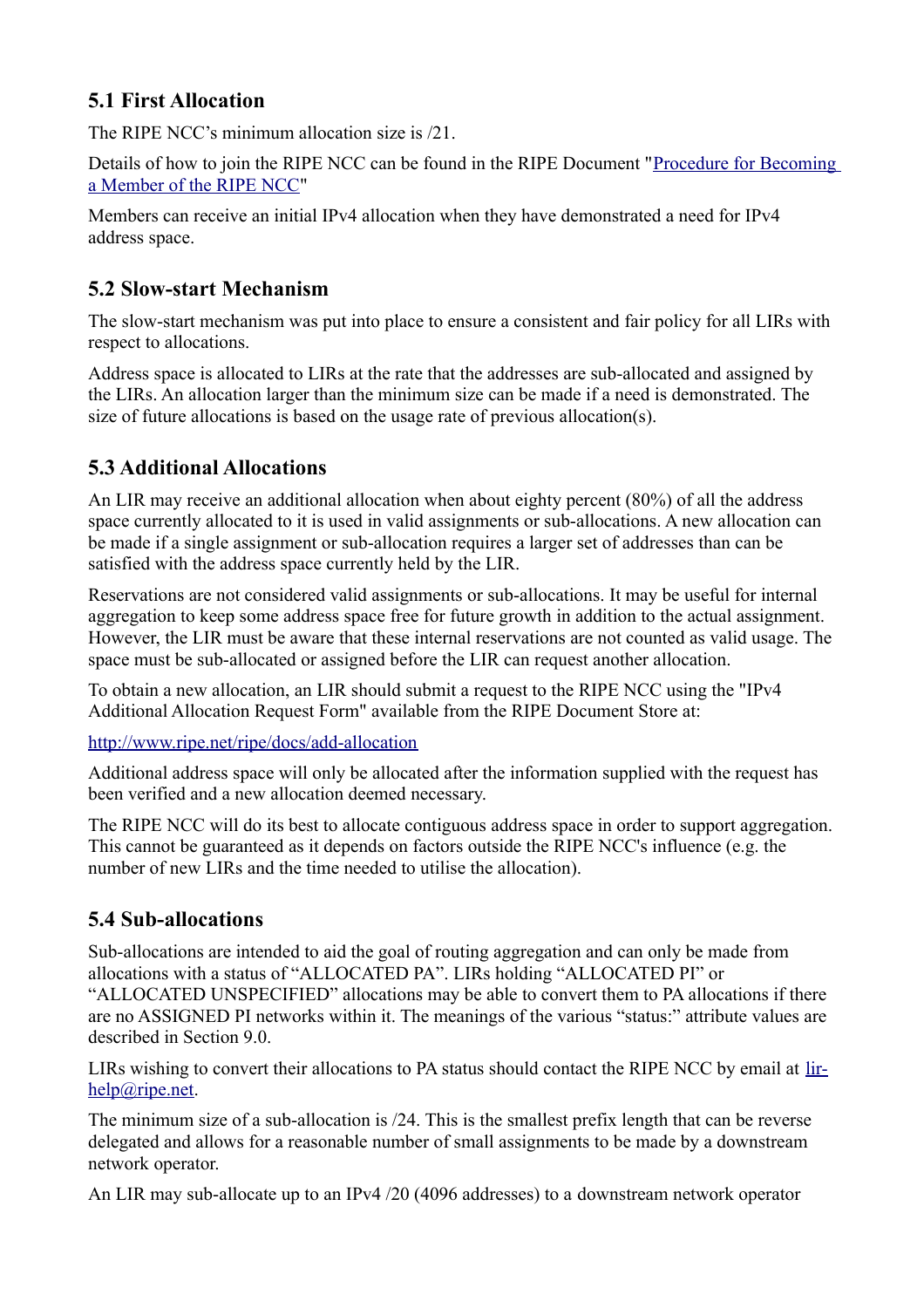## 5.1 First Allocation

The RIPE NCC’s minimum allocation size is /21.

Details of how to join the RIPE NCC can be found in the RIPE Document "[Procedure for Becoming a Member of the RIPE NCC]"

Members can receive an initial IPv4 allocation when they have demonstrated a need for IPv4 address space.

## 5.2 Slow-start Mechanism

The slow-start mechanism was put into place to ensure a consistent and fair policy for all LIRs with respect to allocations.

Address space is allocated to LIRs at the rate that the addresses are sub-allocated and assigned by the LIRs. An allocation larger than the minimum size can be made if a need is demonstrated. The size of future allocations is based on the usage rate of previous allocation(s).

## 5.3 Additional Allocations

An LIR may receive an additional allocation when about eighty percent (80%) of all the address space currently allocated to it is used in valid assignments or sub-allocations. A new allocation can be made if a single assignment or sub-allocation requires a larger set of addresses than can be satisfied with the address space currently held by the LIR.

Reservations are not considered valid assignments or sub-allocations. It may be useful for internal aggregation to keep some address space free for future growth in addition to the actual assignment. However, the LIR must be aware that these internal reservations are not counted as valid usage. The space must be sub-allocated or assigned before the LIR can request another allocation.

To obtain a new allocation, an LIR should submit a request to the RIPE NCC using the "IPv4 Additional Allocation Request Form" available from the RIPE Document Store at:

http://www.ripe.net/ripe/docs/add-allocation

Additional address space will only be allocated after the information supplied with the request has been verified and a new allocation deemed necessary.

The RIPE NCC will do its best to allocate contiguous address space in order to support aggregation. This cannot be guaranteed as it depends on factors outside the RIPE NCC's influence (e.g. the number of new LIRs and the time needed to utilise the allocation).

## 5.4 Sub-allocations

Sub-allocations are intended to aid the goal of routing aggregation and can only be made from allocations with a status of “ALLOCATED PA”. LIRs holding “ALLOCATED PI” or “ALLOCATED UNSPECIFIED” allocations may be able to convert them to PA allocations if there are no ASSIGNED PI networks within it. The meanings of the various “status:” attribute values are described in Section 9.0.

LIRs wishing to convert their allocations to PA status should contact the RIPE NCC by email at lir-help@ripe.net.

The minimum size of a sub-allocation is /24. This is the smallest prefix length that can be reverse delegated and allows for a reasonable number of small assignments to be made by a downstream network operator.

An LIR may sub-allocate up to an IPv4 /20 (4096 addresses) to a downstream network operator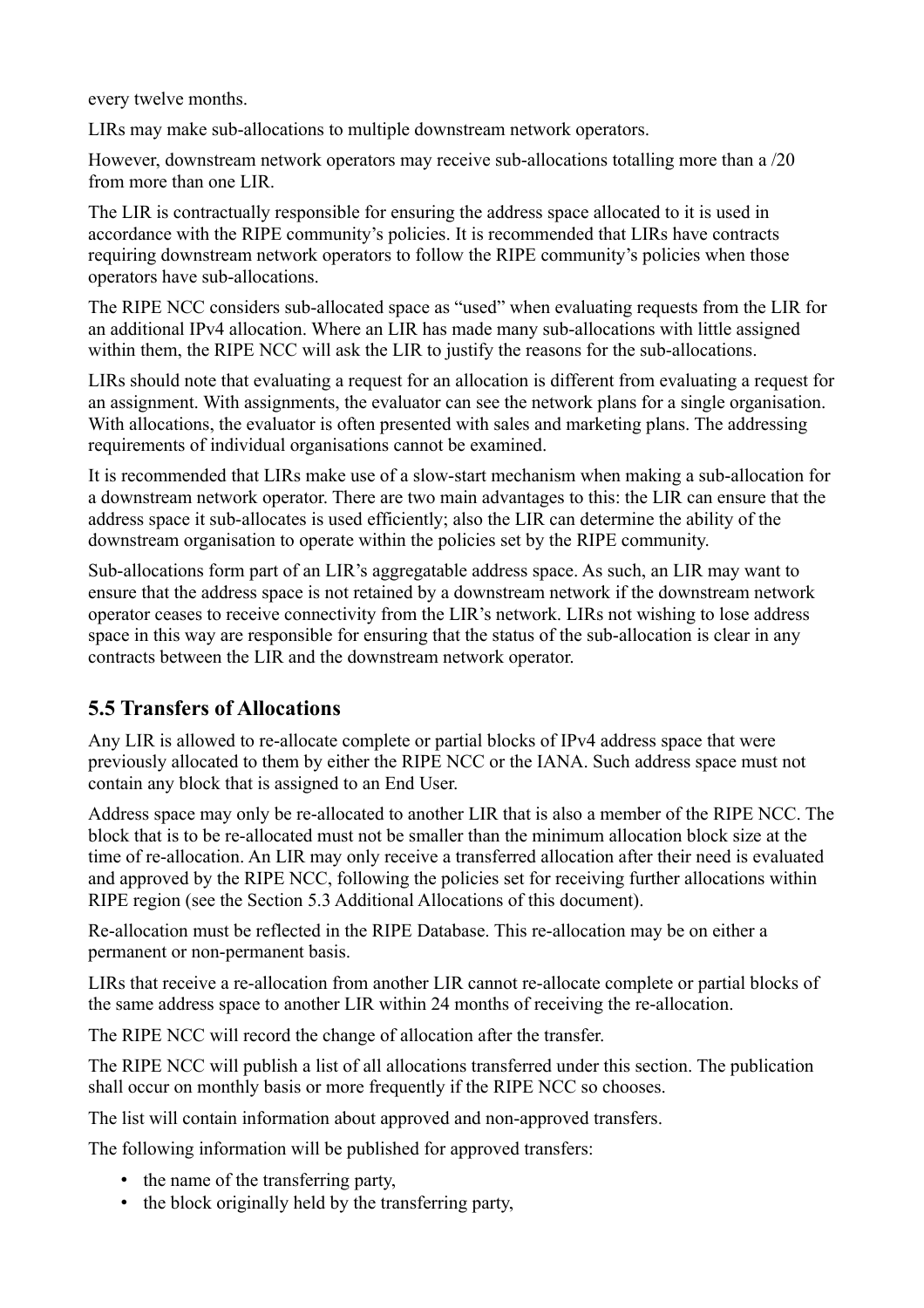every twelve months.

LIRs may make sub-allocations to multiple downstream network operators.

However, downstream network operators may receive sub-allocations totalling more than a /20 from more than one LIR.

The LIR is contractually responsible for ensuring the address space allocated to it is used in accordance with the RIPE community's policies. It is recommended that LIRs have contracts requiring downstream network operators to follow the RIPE community's policies when those operators have sub-allocations.

The RIPE NCC considers sub-allocated space as "used" when evaluating requests from the LIR for an additional IPv4 allocation. Where an LIR has made many sub-allocations with little assigned within them, the RIPE NCC will ask the LIR to justify the reasons for the sub-allocations.

LIRs should note that evaluating a request for an allocation is different from evaluating a request for an assignment. With assignments, the evaluator can see the network plans for a single organisation. With allocations, the evaluator is often presented with sales and marketing plans. The addressing requirements of individual organisations cannot be examined.

It is recommended that LIRs make use of a slow-start mechanism when making a sub-allocation for a downstream network operator. There are two main advantages to this: the LIR can ensure that the address space it sub-allocates is used efficiently; also the LIR can determine the ability of the downstream organisation to operate within the policies set by the RIPE community.

Sub-allocations form part of an LIR's aggregatable address space. As such, an LIR may want to ensure that the address space is not retained by a downstream network if the downstream network operator ceases to receive connectivity from the LIR's network. LIRs not wishing to lose address space in this way are responsible for ensuring that the status of the sub-allocation is clear in any contracts between the LIR and the downstream network operator.

## 5.5 Transfers of Allocations

Any LIR is allowed to re-allocate complete or partial blocks of IPv4 address space that were previously allocated to them by either the RIPE NCC or the IANA. Such address space must not contain any block that is assigned to an End User.

Address space may only be re-allocated to another LIR that is also a member of the RIPE NCC. The block that is to be re-allocated must not be smaller than the minimum allocation block size at the time of re-allocation. An LIR may only receive a transferred allocation after their need is evaluated and approved by the RIPE NCC, following the policies set for receiving further allocations within RIPE region (see the Section 5.3 Additional Allocations of this document).

Re-allocation must be reflected in the RIPE Database. This re-allocation may be on either a permanent or non-permanent basis.

LIRs that receive a re-allocation from another LIR cannot re-allocate complete or partial blocks of the same address space to another LIR within 24 months of receiving the re-allocation.

The RIPE NCC will record the change of allocation after the transfer.

The RIPE NCC will publish a list of all allocations transferred under this section. The publication shall occur on monthly basis or more frequently if the RIPE NCC so chooses.

The list will contain information about approved and non-approved transfers.

The following information will be published for approved transfers:

- the name of the transferring party,
- the block originally held by the transferring party,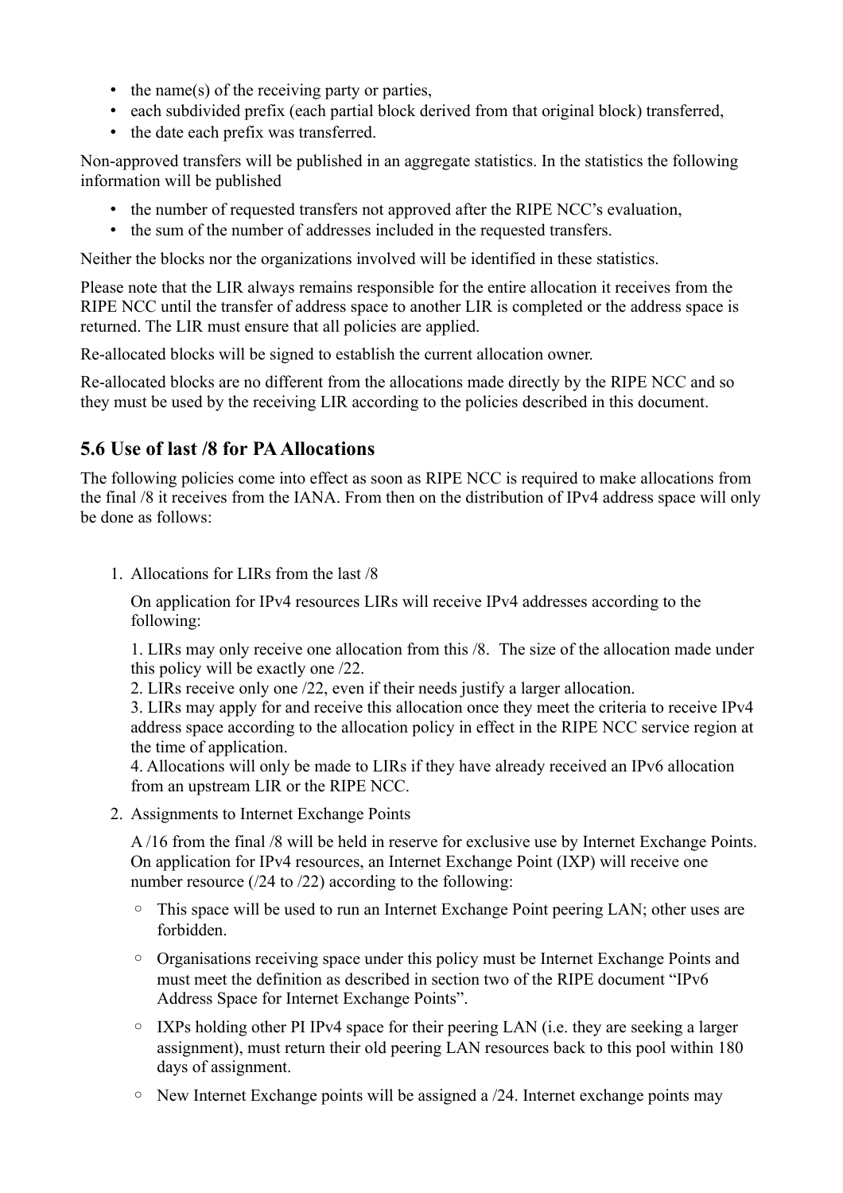- the name(s) of the receiving party or parties,
- each subdivided prefix (each partial block derived from that original block) transferred,
- the date each prefix was transferred.

Non-approved transfers will be published in an aggregate statistics. In the statistics the following information will be published

- the number of requested transfers not approved after the RIPE NCC's evaluation,
- the sum of the number of addresses included in the requested transfers.

Neither the blocks nor the organizations involved will be identified in these statistics.

Please note that the LIR always remains responsible for the entire allocation it receives from the RIPE NCC until the transfer of address space to another LIR is completed or the address space is returned. The LIR must ensure that all policies are applied.

Re-allocated blocks will be signed to establish the current allocation owner.

Re-allocated blocks are no different from the allocations made directly by the RIPE NCC and so they must be used by the receiving LIR according to the policies described in this document.

### 5.6 Use of last /8 for PA Allocations

The following policies come into effect as soon as RIPE NCC is required to make allocations from the final /8 it receives from the IANA. From then on the distribution of IPv4 address space will only be done as follows:

1. Allocations for LIRs from the last /8

   On application for IPv4 resources LIRs will receive IPv4 addresses according to the following:

   1. LIRs may only receive one allocation from this /8.  The size of the allocation made under this policy will be exactly one /22.
   2. LIRs receive only one /22, even if their needs justify a larger allocation.
   3. LIRs may apply for and receive this allocation once they meet the criteria to receive IPv4 address space according to the allocation policy in effect in the RIPE NCC service region at the time of application.
   4. Allocations will only be made to LIRs if they have already received an IPv6 allocation from an upstream LIR or the RIPE NCC.

2. Assignments to Internet Exchange Points

   A /16 from the final /8 will be held in reserve for exclusive use by Internet Exchange Points. On application for IPv4 resources, an Internet Exchange Point (IXP) will receive one number resource (/24 to /22) according to the following:

   - This space will be used to run an Internet Exchange Point peering LAN; other uses are forbidden.
   - Organisations receiving space under this policy must be Internet Exchange Points and must meet the definition as described in section two of the RIPE document "IPv6 Address Space for Internet Exchange Points".
   - IXPs holding other PI IPv4 space for their peering LAN (i.e. they are seeking a larger assignment), must return their old peering LAN resources back to this pool within 180 days of assignment.
   - New Internet Exchange points will be assigned a /24. Internet exchange points may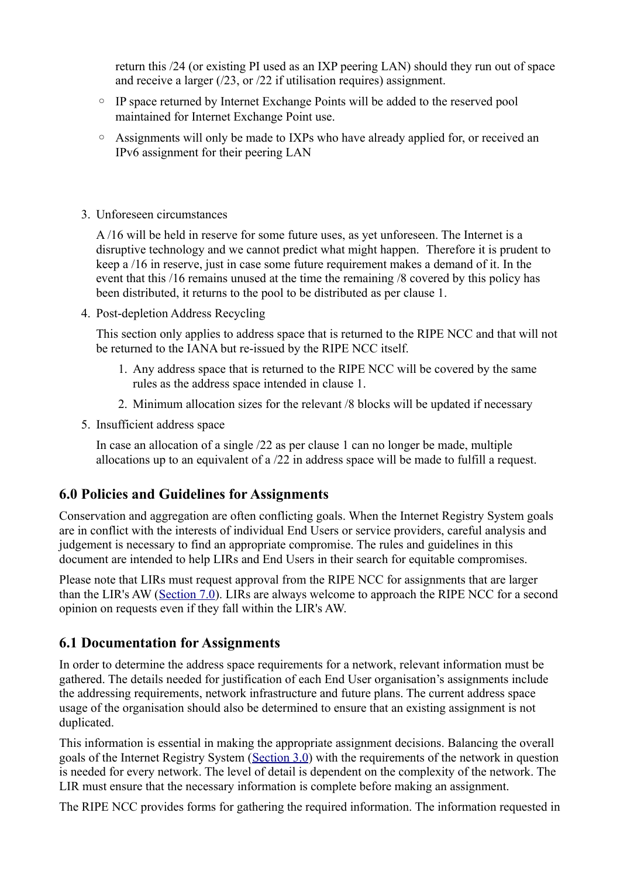return this /24 (or existing PI used as an IXP peering LAN) should they run out of space and receive a larger (/23, or /22 if utilisation requires) assignment.

  - IP space returned by Internet Exchange Points will be added to the reserved pool maintained for Internet Exchange Point use.
  - Assignments will only be made to IXPs who have already applied for, or received an IPv6 assignment for their peering LAN

3. Unforeseen circumstances

   A /16 will be held in reserve for some future uses, as yet unforeseen. The Internet is a disruptive technology and we cannot predict what might happen. Therefore it is prudent to keep a /16 in reserve, just in case some future requirement makes a demand of it. In the event that this /16 remains unused at the time the remaining /8 covered by this policy has been distributed, it returns to the pool to be distributed as per clause 1.

4. Post-depletion Address Recycling

   This section only applies to address space that is returned to the RIPE NCC and that will not be returned to the IANA but re-issued by the RIPE NCC itself.

   1. Any address space that is returned to the RIPE NCC will be covered by the same rules as the address space intended in clause 1.
   2. Minimum allocation sizes for the relevant /8 blocks will be updated if necessary

5. Insufficient address space

   In case an allocation of a single /22 as per clause 1 can no longer be made, multiple allocations up to an equivalent of a /22 in address space will be made to fulfill a request.

## 6.0 Policies and Guidelines for Assignments

Conservation and aggregation are often conflicting goals. When the Internet Registry System goals are in conflict with the interests of individual End Users or service providers, careful analysis and judgement is necessary to find an appropriate compromise. The rules and guidelines in this document are intended to help LIRs and End Users in their search for equitable compromises.

Please note that LIRs must request approval from the RIPE NCC for assignments that are larger than the LIR's AW (Section 7.0). LIRs are always welcome to approach the RIPE NCC for a second opinion on requests even if they fall within the LIR's AW.

## 6.1 Documentation for Assignments

In order to determine the address space requirements for a network, relevant information must be gathered. The details needed for justification of each End User organisation's assignments include the addressing requirements, network infrastructure and future plans. The current address space usage of the organisation should also be determined to ensure that an existing assignment is not duplicated.

This information is essential in making the appropriate assignment decisions. Balancing the overall goals of the Internet Registry System (Section 3.0) with the requirements of the network in question is needed for every network. The level of detail is dependent on the complexity of the network. The LIR must ensure that the necessary information is complete before making an assignment.

The RIPE NCC provides forms for gathering the required information. The information requested in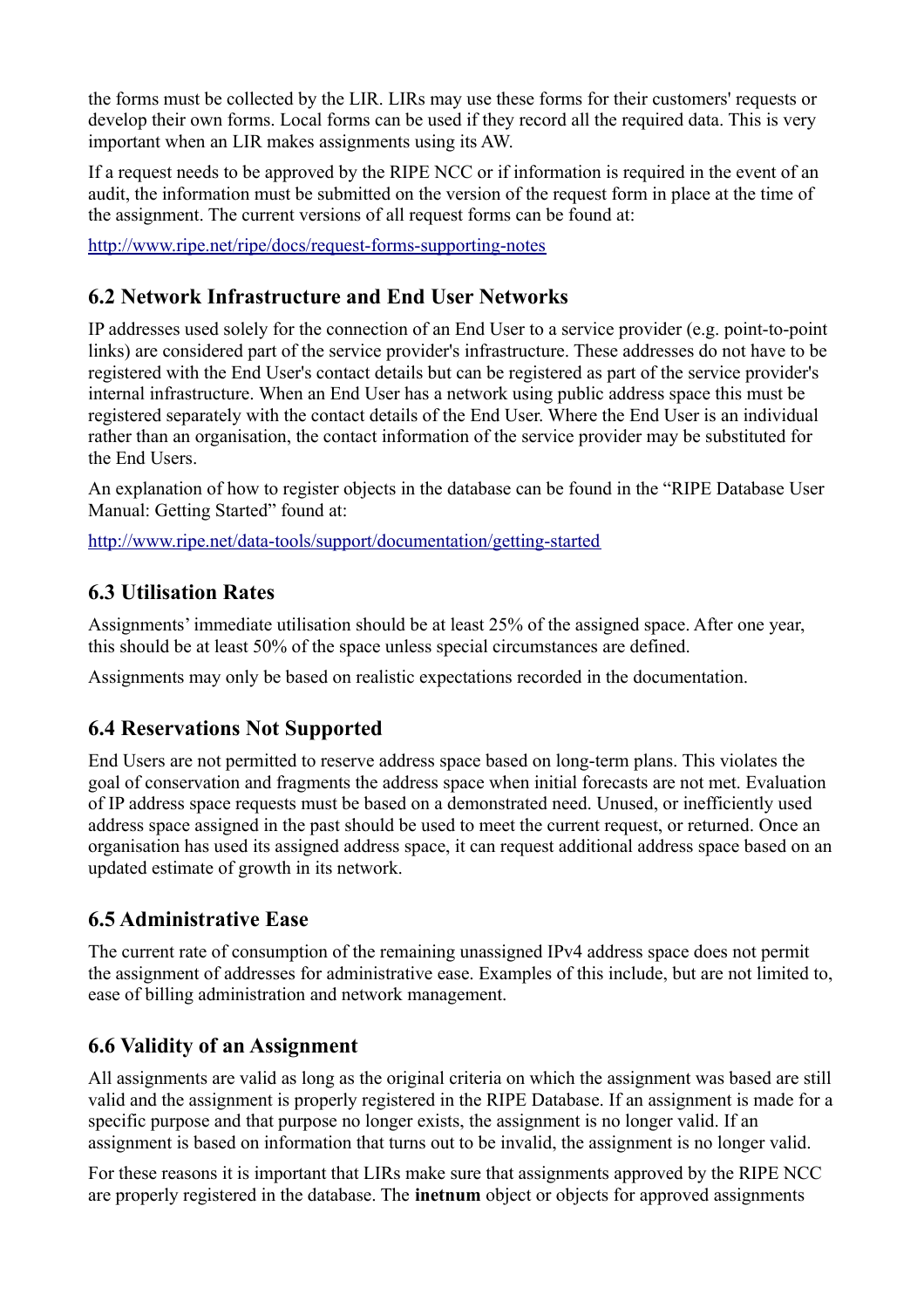the forms must be collected by the LIR. LIRs may use these forms for their customers' requests or develop their own forms. Local forms can be used if they record all the required data. This is very important when an LIR makes assignments using its AW.

If a request needs to be approved by the RIPE NCC or if information is required in the event of an audit, the information must be submitted on the version of the request form in place at the time of the assignment. The current versions of all request forms can be found at:

http://www.ripe.net/ripe/docs/request-forms-supporting-notes

## 6.2 Network Infrastructure and End User Networks

IP addresses used solely for the connection of an End User to a service provider (e.g. point-to-point links) are considered part of the service provider's infrastructure. These addresses do not have to be registered with the End User's contact details but can be registered as part of the service provider's internal infrastructure. When an End User has a network using public address space this must be registered separately with the contact details of the End User. Where the End User is an individual rather than an organisation, the contact information of the service provider may be substituted for the End Users.

An explanation of how to register objects in the database can be found in the "RIPE Database User Manual: Getting Started" found at:

http://www.ripe.net/data-tools/support/documentation/getting-started

## 6.3 Utilisation Rates

Assignments' immediate utilisation should be at least 25% of the assigned space. After one year, this should be at least 50% of the space unless special circumstances are defined.

Assignments may only be based on realistic expectations recorded in the documentation.

## 6.4 Reservations Not Supported

End Users are not permitted to reserve address space based on long-term plans. This violates the goal of conservation and fragments the address space when initial forecasts are not met. Evaluation of IP address space requests must be based on a demonstrated need. Unused, or inefficiently used address space assigned in the past should be used to meet the current request, or returned. Once an organisation has used its assigned address space, it can request additional address space based on an updated estimate of growth in its network.

## 6.5 Administrative Ease

The current rate of consumption of the remaining unassigned IPv4 address space does not permit the assignment of addresses for administrative ease. Examples of this include, but are not limited to, ease of billing administration and network management.

## 6.6 Validity of an Assignment

All assignments are valid as long as the original criteria on which the assignment was based are still valid and the assignment is properly registered in the RIPE Database. If an assignment is made for a specific purpose and that purpose no longer exists, the assignment is no longer valid. If an assignment is based on information that turns out to be invalid, the assignment is no longer valid.

For these reasons it is important that LIRs make sure that assignments approved by the RIPE NCC are properly registered in the database. The **inetnum** object or objects for approved assignments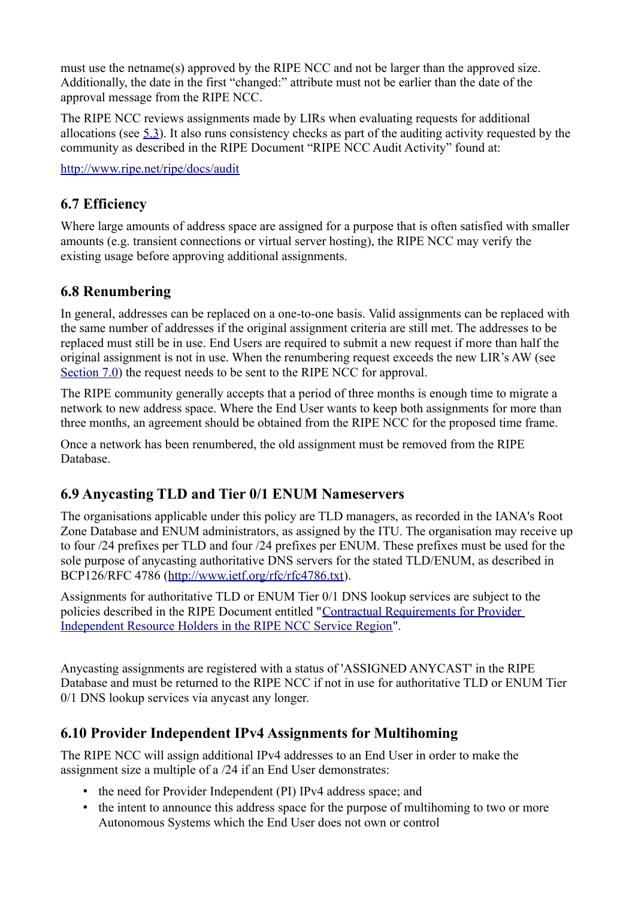must use the netname(s) approved by the RIPE NCC and not be larger than the approved size. Additionally, the date in the first “changed:” attribute must not be earlier than the date of the approval message from the RIPE NCC.

The RIPE NCC reviews assignments made by LIRs when evaluating requests for additional allocations (see [5.3](#)). It also runs consistency checks as part of the auditing activity requested by the community as described in the RIPE Document “RIPE NCC Audit Activity” found at:

[http://www.ripe.net/ripe/docs/audit](http://www.ripe.net/ripe/docs/audit)

## 6.7 Efficiency

Where large amounts of address space are assigned for a purpose that is often satisfied with smaller amounts (e.g. transient connections or virtual server hosting), the RIPE NCC may verify the existing usage before approving additional assignments.

## 6.8 Renumbering

In general, addresses can be replaced on a one-to-one basis. Valid assignments can be replaced with the same number of addresses if the original assignment criteria are still met. The addresses to be replaced must still be in use. End Users are required to submit a new request if more than half the original assignment is not in use. When the renumbering request exceeds the new LIR’s AW (see [Section 7.0](#)) the request needs to be sent to the RIPE NCC for approval.

The RIPE community generally accepts that a period of three months is enough time to migrate a network to new address space. Where the End User wants to keep both assignments for more than three months, an agreement should be obtained from the RIPE NCC for the proposed time frame.

Once a network has been renumbered, the old assignment must be removed from the RIPE Database.

## 6.9 Anycasting TLD and Tier 0/1 ENUM Nameservers

The organisations applicable under this policy are TLD managers, as recorded in the IANA's Root Zone Database and ENUM administrators, as assigned by the ITU. The organisation may receive up to four /24 prefixes per TLD and four /24 prefixes per ENUM. These prefixes must be used for the sole purpose of anycasting authoritative DNS servers for the stated TLD/ENUM, as described in BCP126/RFC 4786 ([http://www.ietf.org/rfc/rfc4786.txt](http://www.ietf.org/rfc/rfc4786.txt)).

Assignments for authoritative TLD or ENUM Tier 0/1 DNS lookup services are subject to the policies described in the RIPE Document entitled "[Contractual Requirements for Provider Independent Resource Holders in the RIPE NCC Service Region](#)".

Anycasting assignments are registered with a status of 'ASSIGNED ANYCAST' in the RIPE Database and must be returned to the RIPE NCC if not in use for authoritative TLD or ENUM Tier 0/1 DNS lookup services via anycast any longer.

## 6.10 Provider Independent IPv4 Assignments for Multihoming

The RIPE NCC will assign additional IPv4 addresses to an End User in order to make the assignment size a multiple of a /24 if an End User demonstrates:

- the need for Provider Independent (PI) IPv4 address space; and
- the intent to announce this address space for the purpose of multihoming to two or more Autonomous Systems which the End User does not own or control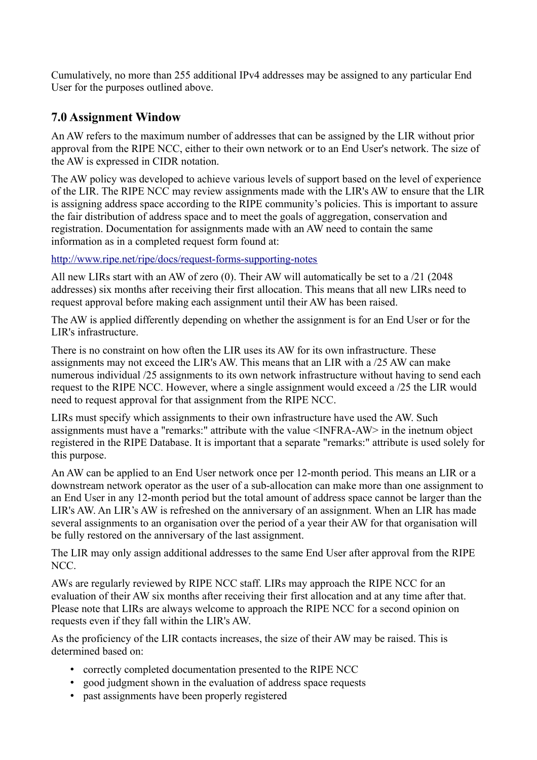Cumulatively, no more than 255 additional IPv4 addresses may be assigned to any particular End User for the purposes outlined above.

## 7.0 Assignment Window

An AW refers to the maximum number of addresses that can be assigned by the LIR without prior approval from the RIPE NCC, either to their own network or to an End User's network. The size of the AW is expressed in CIDR notation.

The AW policy was developed to achieve various levels of support based on the level of experience of the LIR. The RIPE NCC may review assignments made with the LIR's AW to ensure that the LIR is assigning address space according to the RIPE community's policies. This is important to assure the fair distribution of address space and to meet the goals of aggregation, conservation and registration. Documentation for assignments made with an AW need to contain the same information as in a completed request form found at:

[http://www.ripe.net/ripe/docs/request-forms-supporting-notes](http://www.ripe.net/ripe/docs/request-forms-supporting-notes)

All new LIRs start with an AW of zero (0). Their AW will automatically be set to a /21 (2048 addresses) six months after receiving their first allocation. This means that all new LIRs need to request approval before making each assignment until their AW has been raised.

The AW is applied differently depending on whether the assignment is for an End User or for the LIR's infrastructure.

There is no constraint on how often the LIR uses its AW for its own infrastructure. These assignments may not exceed the LIR's AW. This means that an LIR with a /25 AW can make numerous individual /25 assignments to its own network infrastructure without having to send each request to the RIPE NCC. However, where a single assignment would exceed a /25 the LIR would need to request approval for that assignment from the RIPE NCC.

LIRs must specify which assignments to their own infrastructure have used the AW. Such assignments must have a "remarks:" attribute with the value <INFRA-AW> in the inetnum object registered in the RIPE Database. It is important that a separate "remarks:" attribute is used solely for this purpose.

An AW can be applied to an End User network once per 12-month period. This means an LIR or a downstream network operator as the user of a sub-allocation can make more than one assignment to an End User in any 12-month period but the total amount of address space cannot be larger than the LIR's AW. An LIR's AW is refreshed on the anniversary of an assignment. When an LIR has made several assignments to an organisation over the period of a year their AW for that organisation will be fully restored on the anniversary of the last assignment.

The LIR may only assign additional addresses to the same End User after approval from the RIPE NCC.

AWs are regularly reviewed by RIPE NCC staff. LIRs may approach the RIPE NCC for an evaluation of their AW six months after receiving their first allocation and at any time after that. Please note that LIRs are always welcome to approach the RIPE NCC for a second opinion on requests even if they fall within the LIR's AW.

As the proficiency of the LIR contacts increases, the size of their AW may be raised. This is determined based on:

- correctly completed documentation presented to the RIPE NCC
- good judgment shown in the evaluation of address space requests
- past assignments have been properly registered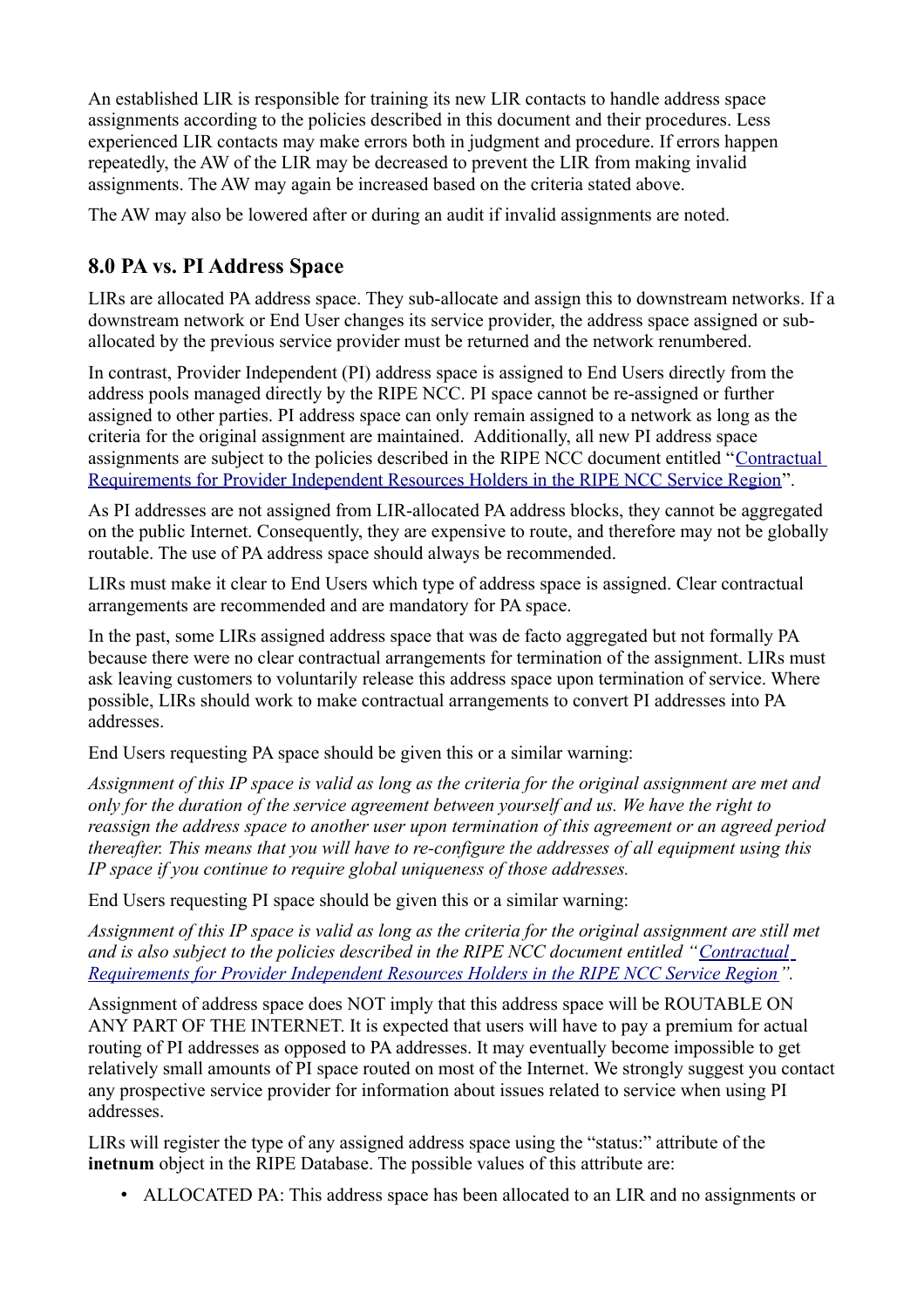An established LIR is responsible for training its new LIR contacts to handle address space assignments according to the policies described in this document and their procedures. Less experienced LIR contacts may make errors both in judgment and procedure. If errors happen repeatedly, the AW of the LIR may be decreased to prevent the LIR from making invalid assignments. The AW may again be increased based on the criteria stated above.

The AW may also be lowered after or during an audit if invalid assignments are noted.

## 8.0 PA vs. PI Address Space

LIRs are allocated PA address space. They sub-allocate and assign this to downstream networks. If a downstream network or End User changes its service provider, the address space assigned or sub-allocated by the previous service provider must be returned and the network renumbered.

In contrast, Provider Independent (PI) address space is assigned to End Users directly from the address pools managed directly by the RIPE NCC. PI space cannot be re-assigned or further assigned to other parties. PI address space can only remain assigned to a network as long as the criteria for the original assignment are maintained. Additionally, all new PI address space assignments are subject to the policies described in the RIPE NCC document entitled "Contractual Requirements for Provider Independent Resources Holders in the RIPE NCC Service Region".

As PI addresses are not assigned from LIR-allocated PA address blocks, they cannot be aggregated on the public Internet. Consequently, they are expensive to route, and therefore may not be globally routable. The use of PA address space should always be recommended.

LIRs must make it clear to End Users which type of address space is assigned. Clear contractual arrangements are recommended and are mandatory for PA space.

In the past, some LIRs assigned address space that was de facto aggregated but not formally PA because there were no clear contractual arrangements for termination of the assignment. LIRs must ask leaving customers to voluntarily release this address space upon termination of service. Where possible, LIRs should work to make contractual arrangements to convert PI addresses into PA addresses.

End Users requesting PA space should be given this or a similar warning:

*Assignment of this IP space is valid as long as the criteria for the original assignment are met and only for the duration of the service agreement between yourself and us. We have the right to reassign the address space to another user upon termination of this agreement or an agreed period thereafter. This means that you will have to re-configure the addresses of all equipment using this IP space if you continue to require global uniqueness of those addresses.*

End Users requesting PI space should be given this or a similar warning:

*Assignment of this IP space is valid as long as the criteria for the original assignment are still met and is also subject to the policies described in the RIPE NCC document entitled "Contractual Requirements for Provider Independent Resources Holders in the RIPE NCC Service Region".*

Assignment of address space does NOT imply that this address space will be ROUTABLE ON ANY PART OF THE INTERNET. It is expected that users will have to pay a premium for actual routing of PI addresses as opposed to PA addresses. It may eventually become impossible to get relatively small amounts of PI space routed on most of the Internet. We strongly suggest you contact any prospective service provider for information about issues related to service when using PI addresses.

LIRs will register the type of any assigned address space using the "status:" attribute of the **inetnum** object in the RIPE Database. The possible values of this attribute are:

- ALLOCATED PA: This address space has been allocated to an LIR and no assignments or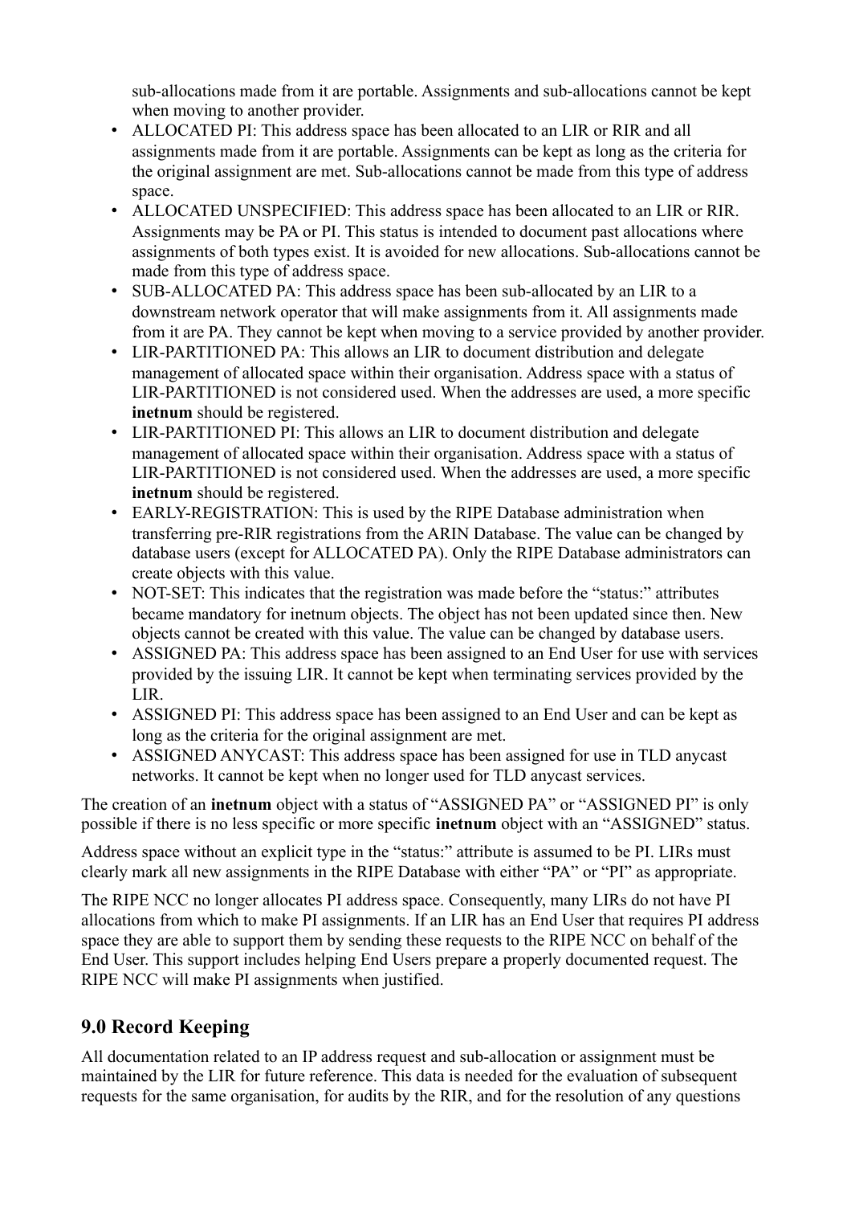sub-allocations made from it are portable. Assignments and sub-allocations cannot be kept when moving to another provider.

- ALLOCATED PI: This address space has been allocated to an LIR or RIR and all assignments made from it are portable. Assignments can be kept as long as the criteria for the original assignment are met. Sub-allocations cannot be made from this type of address space.
- ALLOCATED UNSPECIFIED: This address space has been allocated to an LIR or RIR. Assignments may be PA or PI. This status is intended to document past allocations where assignments of both types exist. It is avoided for new allocations. Sub-allocations cannot be made from this type of address space.
- SUB-ALLOCATED PA: This address space has been sub-allocated by an LIR to a downstream network operator that will make assignments from it. All assignments made from it are PA. They cannot be kept when moving to a service provided by another provider.
- LIR-PARTITIONED PA: This allows an LIR to document distribution and delegate management of allocated space within their organisation. Address space with a status of LIR-PARTITIONED is not considered used. When the addresses are used, a more specific **inetnum** should be registered.
- LIR-PARTITIONED PI: This allows an LIR to document distribution and delegate management of allocated space within their organisation. Address space with a status of LIR-PARTITIONED is not considered used. When the addresses are used, a more specific **inetnum** should be registered.
- EARLY-REGISTRATION: This is used by the RIPE Database administration when transferring pre-RIR registrations from the ARIN Database. The value can be changed by database users (except for ALLOCATED PA). Only the RIPE Database administrators can create objects with this value.
- NOT-SET: This indicates that the registration was made before the "status:" attributes became mandatory for inetnum objects. The object has not been updated since then. New objects cannot be created with this value. The value can be changed by database users.
- ASSIGNED PA: This address space has been assigned to an End User for use with services provided by the issuing LIR. It cannot be kept when terminating services provided by the LIR.
- ASSIGNED PI: This address space has been assigned to an End User and can be kept as long as the criteria for the original assignment are met.
- ASSIGNED ANYCAST: This address space has been assigned for use in TLD anycast networks. It cannot be kept when no longer used for TLD anycast services.

The creation of an **inetnum** object with a status of "ASSIGNED PA" or "ASSIGNED PI" is only possible if there is no less specific or more specific **inetnum** object with an "ASSIGNED" status.

Address space without an explicit type in the "status:" attribute is assumed to be PI. LIRs must clearly mark all new assignments in the RIPE Database with either "PA" or "PI" as appropriate.

The RIPE NCC no longer allocates PI address space. Consequently, many LIRs do not have PI allocations from which to make PI assignments. If an LIR has an End User that requires PI address space they are able to support them by sending these requests to the RIPE NCC on behalf of the End User. This support includes helping End Users prepare a properly documented request. The RIPE NCC will make PI assignments when justified.

## 9.0 Record Keeping

All documentation related to an IP address request and sub-allocation or assignment must be maintained by the LIR for future reference. This data is needed for the evaluation of subsequent requests for the same organisation, for audits by the RIR, and for the resolution of any questions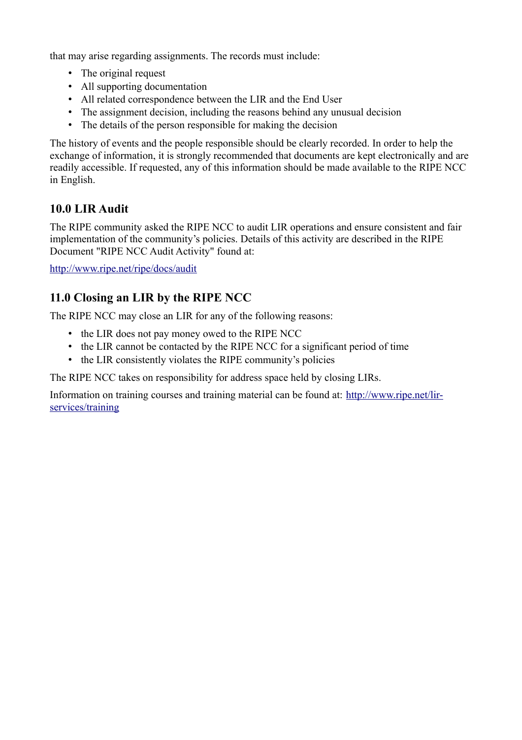that may arise regarding assignments. The records must include:

- The original request
- All supporting documentation
- All related correspondence between the LIR and the End User
- The assignment decision, including the reasons behind any unusual decision
- The details of the person responsible for making the decision

The history of events and the people responsible should be clearly recorded. In order to help the exchange of information, it is strongly recommended that documents are kept electronically and are readily accessible. If requested, any of this information should be made available to the RIPE NCC in English.

## 10.0 LIR Audit

The RIPE community asked the RIPE NCC to audit LIR operations and ensure consistent and fair implementation of the community's policies. Details of this activity are described in the RIPE Document "RIPE NCC Audit Activity" found at:

http://www.ripe.net/ripe/docs/audit

## 11.0 Closing an LIR by the RIPE NCC

The RIPE NCC may close an LIR for any of the following reasons:

- the LIR does not pay money owed to the RIPE NCC
- the LIR cannot be contacted by the RIPE NCC for a significant period of time
- the LIR consistently violates the RIPE community's policies

The RIPE NCC takes on responsibility for address space held by closing LIRs.

Information on training courses and training material can be found at: http://www.ripe.net/lir-services/training